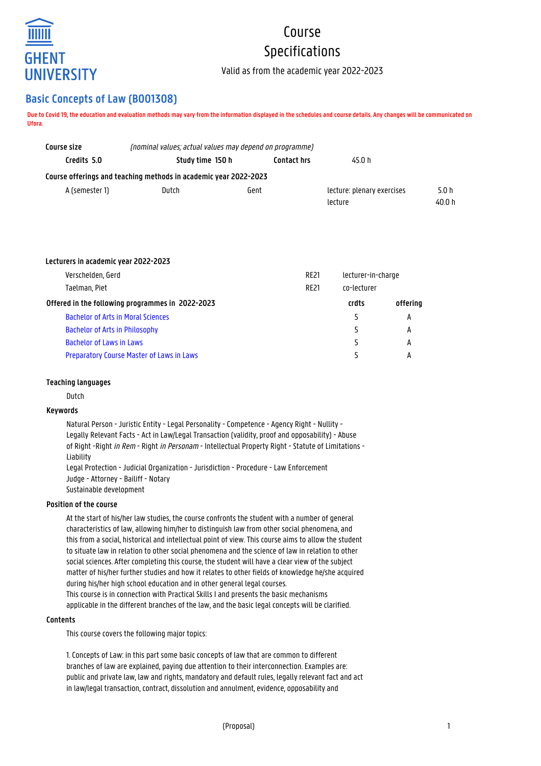GHENT UNIVERSITY

# Course Specifications

Valid as from the academic year 2022-2023

## Basic Concepts of Law (B001308)

**Due to Covid 19, the education and evaluation methods may vary from the information displayed in the schedules and course details. Any changes will be communicated on Ufora.**

| **Course size** | *(nominal values; actual values may depend on programme)* | | |
|---|---|---|---|
| **Credits 5.0** | **Study time 150 h** | **Contact hrs** | 45.0 h |

**Course offerings and teaching methods in academic year 2022-2023**

| | | | | |
|---|---|---|---|---|
| A (semester 1) | Dutch | Gent | lecture: plenary exercises | 5.0 h |
| | | | lecture | 40.0 h |

**Lecturers in academic year 2022-2023**

| | | |
|---|---|---|
| Verschelden, Gerd | RE21 | lecturer-in-charge |
| Taelman, Piet | RE21 | co-lecturer |

| **Offered in the following programmes in 2022-2023** | **crdts** | **offering** |
|---|---|---|
| Bachelor of Arts in Moral Sciences | 5 | A |
| Bachelor of Arts in Philosophy | 5 | A |
| Bachelor of Laws in Laws | 5 | A |
| Preparatory Course Master of Laws in Laws | 5 | A |

### Teaching languages

Dutch

### Keywords

Natural Person - Juristic Entity - Legal Personality - Competence - Agency Right - Nullity - Legally Relevant Facts - Act in Law/Legal Transaction (validity, proof and opposability) - Abuse of Right -Right *in Rem* - Right *in Personam* - Intellectual Property Right - Statute of Limitations - Liability
Legal Protection - Judicial Organization - Jurisdiction - Procedure - Law Enforcement
Judge - Attorney - Bailiff - Notary
Sustainable development

### Position of the course

At the start of his/her law studies, the course confronts the student with a number of general characteristics of law, allowing him/her to distinguish law from other social phenomena, and this from a social, historical and intellectual point of view. This course aims to allow the student to situate law in relation to other social phenomena and the science of law in relation to other social sciences. After completing this course, the student will have a clear view of the subject matter of his/her further studies and how it relates to other fields of knowledge he/she acquired during his/her high school education and in other general legal courses.
This course is in connection with Practical Skills I and presents the basic mechanisms applicable in the different branches of the law, and the basic legal concepts will be clarified.

### Contents

This course covers the following major topics:

1. Concepts of Law: in this part some basic concepts of law that are common to different branches of law are explained, paying due attention to their interconnection. Examples are: public and private law, law and rights, mandatory and default rules, legally relevant fact and act in law/legal transaction, contract, dissolution and annulment, evidence, opposability and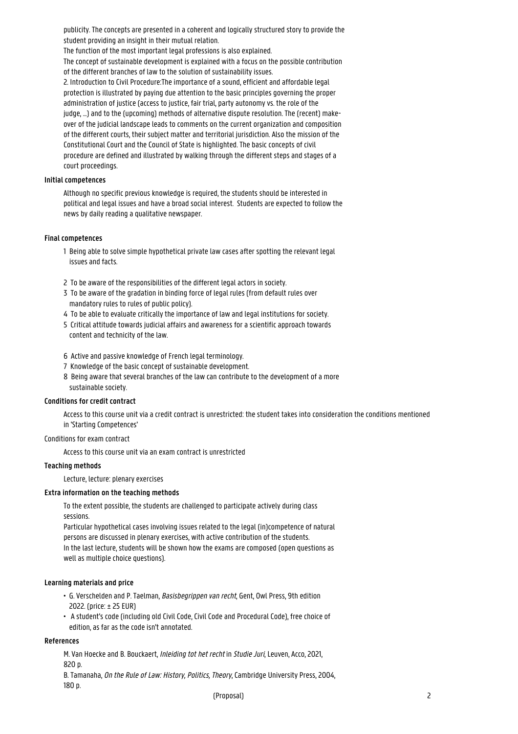publicity. The concepts are presented in a coherent and logically structured story to provide the student providing an insight in their mutual relation.

The function of the most important legal professions is also explained.

The concept of sustainable development is explained with a focus on the possible contribution of the different branches of law to the solution of sustainability issues.

2. Introduction to Civil Procedure:The importance of a sound, efficient and affordable legal protection is illustrated by paying due attention to the basic principles governing the proper administration of justice (access to justice, fair trial, party autonomy vs. the role of the judge, ...) and to the (upcoming) methods of alternative dispute resolution. The (recent) make-over of the judicial landscape leads to comments on the current organization and composition of the different courts, their subject matter and territorial jurisdiction. Also the mission of the Constitutional Court and the Council of State is highlighted. The basic concepts of civil procedure are defined and illustrated by walking through the different steps and stages of a court proceedings.

**Initial competences**

Although no specific previous knowledge is required, the students should be interested in political and legal issues and have a broad social interest.  Students are expected to follow the news by daily reading a qualitative newspaper.

**Final competences**

1 Being able to solve simple hypothetical private law cases after spotting the relevant legal issues and facts.

2 To be aware of the responsibilities of the different legal actors in society.
3 To be aware of the gradation in binding force of legal rules (from default rules over mandatory rules to rules of public policy).
4 To be able to evaluate critically the importance of law and legal institutions for society.
5 Critical attitude towards judicial affairs and awareness for a scientific approach towards content and technicity of the law.

6 Active and passive knowledge of French legal terminology.
7 Knowledge of the basic concept of sustainable development.
8 Being aware that several branches of the law can contribute to the development of a more sustainable society.

**Conditions for credit contract**

Access to this course unit via a credit contract is unrestricted: the student takes into consideration the conditions mentioned in 'Starting Competences'

Conditions for exam contract

Access to this course unit via an exam contract is unrestricted

**Teaching methods**

Lecture, lecture: plenary exercises

**Extra information on the teaching methods**

To the extent possible, the students are challenged to participate actively during class sessions.

Particular hypothetical cases involving issues related to the legal (in)competence of natural persons are discussed in plenary exercises, with active contribution of the students.

In the last lecture, students will be shown how the exams are composed (open questions as well as multiple choice questions).

**Learning materials and price**

- G. Verschelden and P. Taelman, *Basisbegrippen van recht*, Gent, Owl Press, 9th edition 2022. (price: ± 25 EUR)
- A student's code (including old Civil Code, Civil Code and Procedural Code), free choice of edition, as far as the code isn't annotated.

**References**

M. Van Hoecke and B. Bouckaert, *Inleiding tot het recht* in *Studie Juri*, Leuven, Acco, 2021, 820 p.

B. Tamanaha, *On the Rule of Law: History, Politics, Theory*, Cambridge University Press, 2004, 180 p.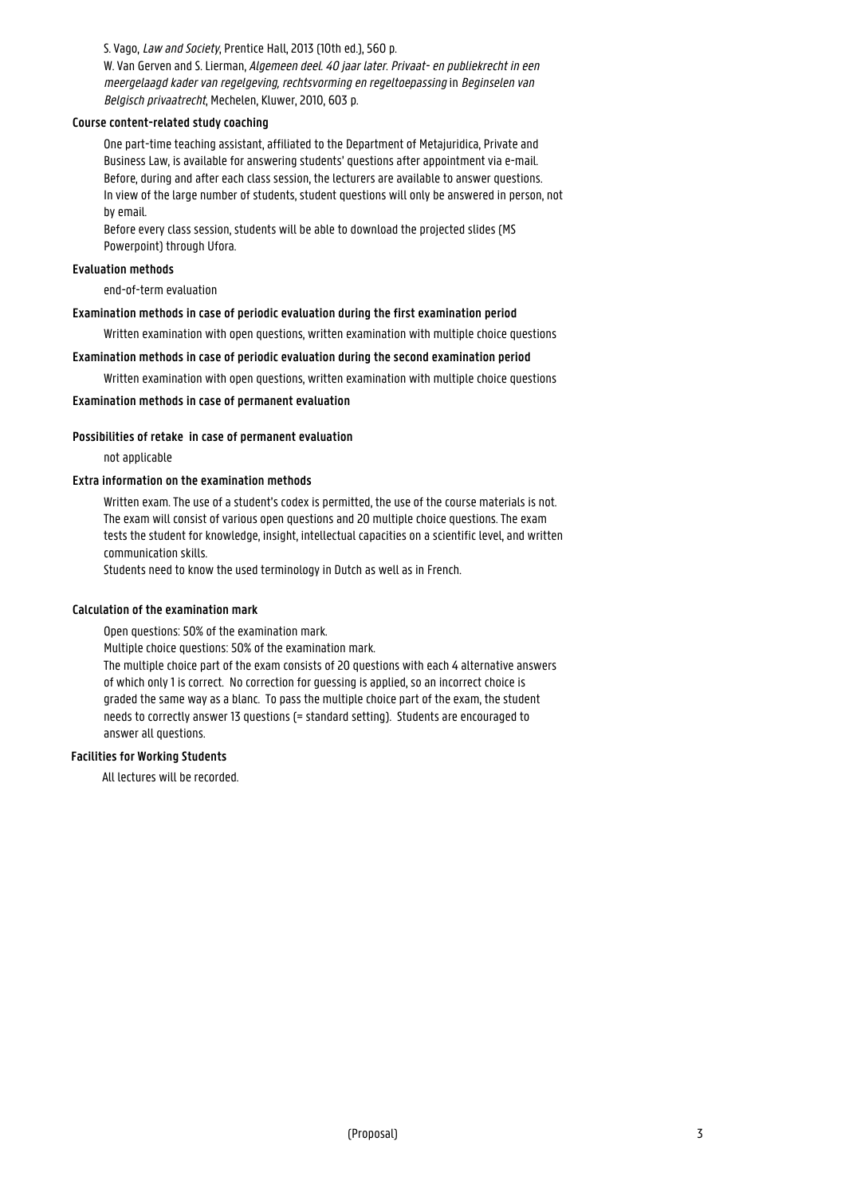S. Vago, *Law and Society*, Prentice Hall, 2013 (10th ed.), 560 p.

W. Van Gerven and S. Lierman, *Algemeen deel. 40 jaar later. Privaat- en publiekrecht in een meergelaagd kader van regelgeving, rechtsvorming en regeltoepassing* in *Beginselen van Belgisch privaatrecht*, Mechelen, Kluwer, 2010, 603 p.

**Course content-related study coaching**

One part-time teaching assistant, affiliated to the Department of Metajuridica, Private and Business Law, is available for answering students' questions after appointment via e-mail.
Before, during and after each class session, the lecturers are available to answer questions.
In view of the large number of students, student questions will only be answered in person, not by email.
Before every class session, students will be able to download the projected slides (MS Powerpoint) through Ufora.

**Evaluation methods**

end-of-term evaluation

**Examination methods in case of periodic evaluation during the first examination period**

Written examination with open questions, written examination with multiple choice questions

**Examination methods in case of periodic evaluation during the second examination period**

Written examination with open questions, written examination with multiple choice questions

**Examination methods in case of permanent evaluation**

**Possibilities of retake in case of permanent evaluation**

not applicable

**Extra information on the examination methods**

Written exam. The use of a student's codex is permitted, the use of the course materials is not. The exam will consist of various open questions and 20 multiple choice questions. The exam tests the student for knowledge, insight, intellectual capacities on a scientific level, and written communication skills.
Students need to know the used terminology in Dutch as well as in French.

**Calculation of the examination mark**

Open questions: 50% of the examination mark.
Multiple choice questions: 50% of the examination mark.
The multiple choice part of the exam consists of 20 questions with each 4 alternative answers of which only 1 is correct. No correction for guessing is applied, so an incorrect choice is graded the same way as a blanc. To pass the multiple choice part of the exam, the student needs to correctly answer 13 questions (= standard setting). Students are encouraged to answer all questions.

**Facilities for Working Students**

All lectures will be recorded.